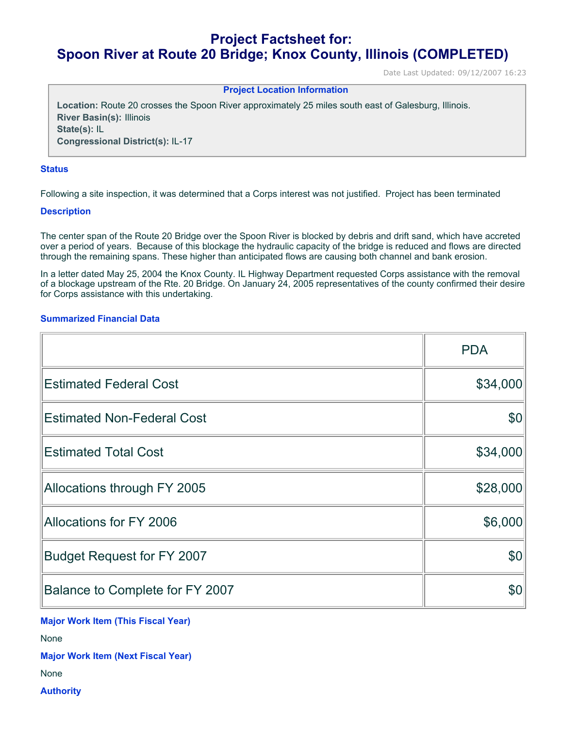# Project Factsheet for:
# Spoon River at Route 20 Bridge; Knox County, Illinois (COMPLETED)

Date Last Updated: 09/12/2007 16:23

**Project Location Information**

**Location:** Route 20 crosses the Spoon River approximately 25 miles south east of Galesburg, Illinois.
**River Basin(s):** Illinois
**State(s):** IL
**Congressional District(s):** IL-17

### Status

Following a site inspection, it was determined that a Corps interest was not justified. Project has been terminated

### Description

The center span of the Route 20 Bridge over the Spoon River is blocked by debris and drift sand, which have accreted over a period of years. Because of this blockage the hydraulic capacity of the bridge is reduced and flows are directed through the remaining spans. These higher than anticipated flows are causing both channel and bank erosion.

In a letter dated May 25, 2004 the Knox County. IL Highway Department requested Corps assistance with the removal of a blockage upstream of the Rte. 20 Bridge. On January 24, 2005 representatives of the county confirmed their desire for Corps assistance with this undertaking.

### Summarized Financial Data

| | PDA |
|---|---:|
| Estimated Federal Cost | $34,000 |
| Estimated Non-Federal Cost | $0 |
| Estimated Total Cost | $34,000 |
| Allocations through FY 2005 | $28,000 |
| Allocations for FY 2006 | $6,000 |
| Budget Request for FY 2007 | $0 |
| Balance to Complete for FY 2007 | $0 |

### Major Work Item (This Fiscal Year)

None

### Major Work Item (Next Fiscal Year)

None

### Authority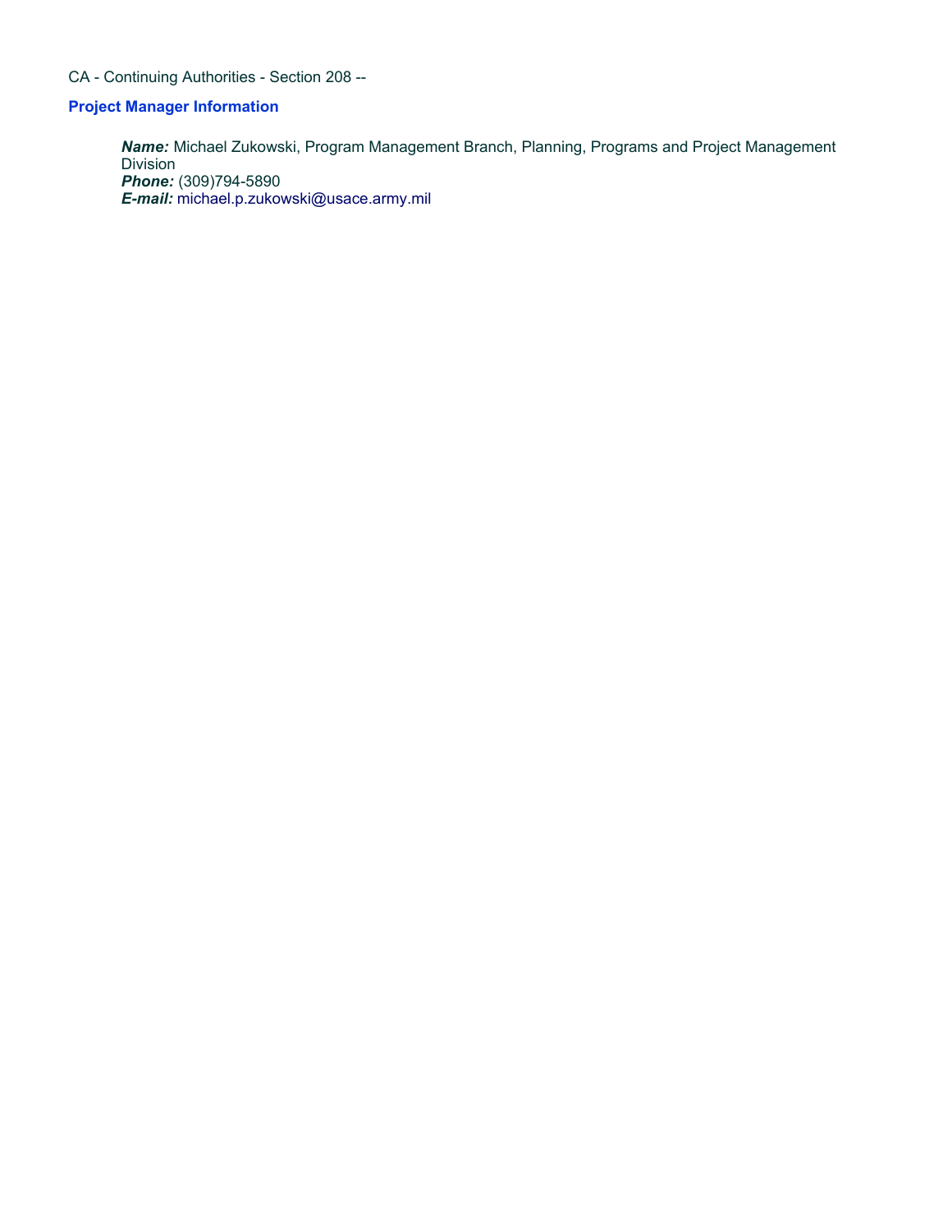CA - Continuing Authorities - Section 208 --

### Project Manager Information

***Name:*** Michael Zukowski, Program Management Branch, Planning, Programs and Project Management Division
***Phone:*** (309)794-5890
***E-mail:*** michael.p.zukowski@usace.army.mil